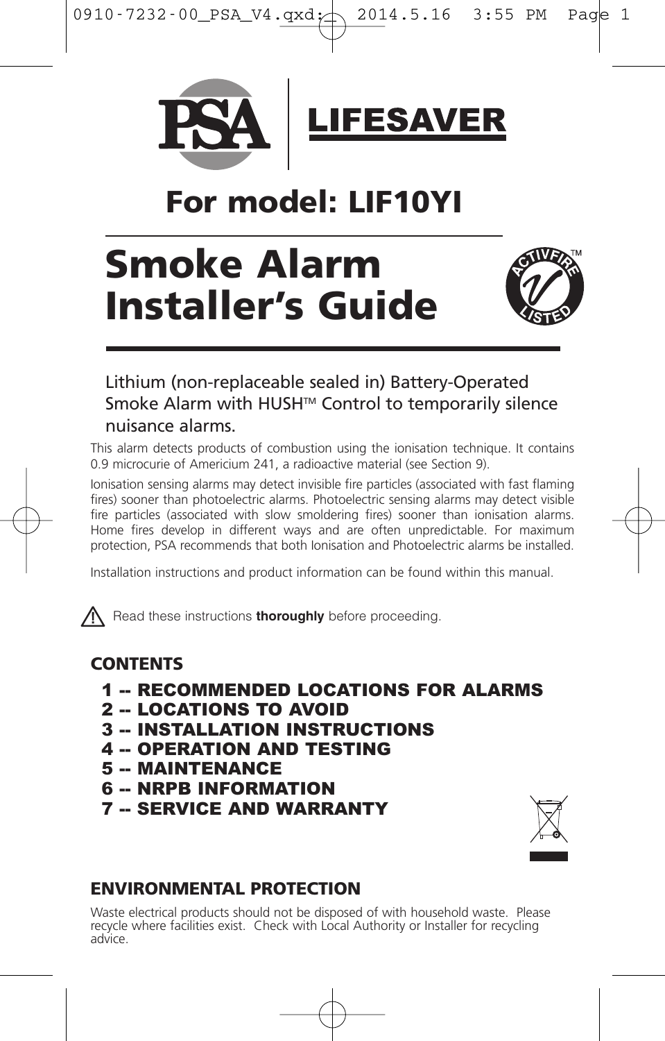PSA | LIFESAVER

## For model: LIF10YI

# Smoke Alarm Installer's Guide

Lithium (non-replaceable sealed in) Battery-Operated Smoke Alarm with HUSH™ Control to temporarily silence nuisance alarms.

This alarm detects products of combustion using the ionisation technique. It contains 0.9 microcurie of Americium 241, a radioactive material (see Section 9).

Ionisation sensing alarms may detect invisible fire particles (associated with fast flaming fires) sooner than photoelectric alarms. Photoelectric sensing alarms may detect visible fire particles (associated with slow smoldering fires) sooner than ionisation alarms. Home fires develop in different ways and are often unpredictable. For maximum protection, PSA recommends that both Ionisation and Photoelectric alarms be installed.

Installation instructions and product information can be found within this manual.

⚠ Read these instructions **thoroughly** before proceeding.

## CONTENTS

1 -- RECOMMENDED LOCATIONS FOR ALARMS
2 -- LOCATIONS TO AVOID
3 -- INSTALLATION INSTRUCTIONS
4 -- OPERATION AND TESTING
5 -- MAINTENANCE
6 -- NRPB INFORMATION
7 -- SERVICE AND WARRANTY

## ENVIRONMENTAL PROTECTION

Waste electrical products should not be disposed of with household waste. Please recycle where facilities exist. Check with Local Authority or Installer for recycling advice.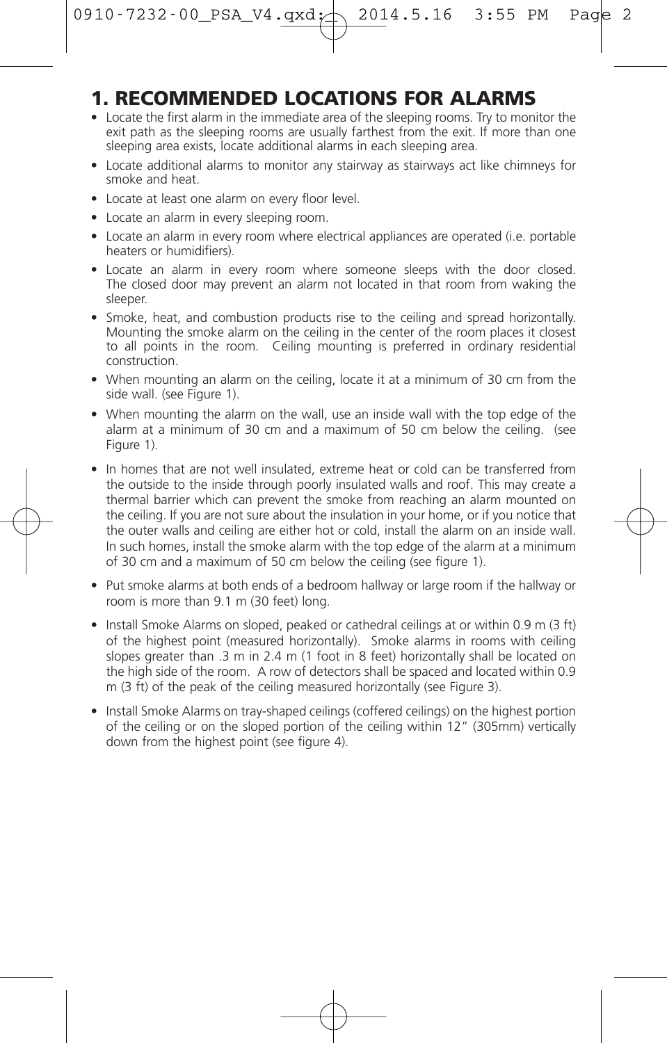# 1. RECOMMENDED LOCATIONS FOR ALARMS

- Locate the first alarm in the immediate area of the sleeping rooms. Try to monitor the exit path as the sleeping rooms are usually farthest from the exit. If more than one sleeping area exists, locate additional alarms in each sleeping area.
- Locate additional alarms to monitor any stairway as stairways act like chimneys for smoke and heat.
- Locate at least one alarm on every floor level.
- Locate an alarm in every sleeping room.
- Locate an alarm in every room where electrical appliances are operated (i.e. portable heaters or humidifiers).
- Locate an alarm in every room where someone sleeps with the door closed. The closed door may prevent an alarm not located in that room from waking the sleeper.
- Smoke, heat, and combustion products rise to the ceiling and spread horizontally. Mounting the smoke alarm on the ceiling in the center of the room places it closest to all points in the room. Ceiling mounting is preferred in ordinary residential construction.
- When mounting an alarm on the ceiling, locate it at a minimum of 30 cm from the side wall. (see Figure 1).
- When mounting the alarm on the wall, use an inside wall with the top edge of the alarm at a minimum of 30 cm and a maximum of 50 cm below the ceiling. (see Figure 1).
- In homes that are not well insulated, extreme heat or cold can be transferred from the outside to the inside through poorly insulated walls and roof. This may create a thermal barrier which can prevent the smoke from reaching an alarm mounted on the ceiling. If you are not sure about the insulation in your home, or if you notice that the outer walls and ceiling are either hot or cold, install the alarm on an inside wall. In such homes, install the smoke alarm with the top edge of the alarm at a minimum of 30 cm and a maximum of 50 cm below the ceiling (see figure 1).
- Put smoke alarms at both ends of a bedroom hallway or large room if the hallway or room is more than 9.1 m (30 feet) long.
- Install Smoke Alarms on sloped, peaked or cathedral ceilings at or within 0.9 m (3 ft) of the highest point (measured horizontally). Smoke alarms in rooms with ceiling slopes greater than .3 m in 2.4 m (1 foot in 8 feet) horizontally shall be located on the high side of the room. A row of detectors shall be spaced and located within 0.9 m (3 ft) of the peak of the ceiling measured horizontally (see Figure 3).
- Install Smoke Alarms on tray-shaped ceilings (coffered ceilings) on the highest portion of the ceiling or on the sloped portion of the ceiling within 12" (305mm) vertically down from the highest point (see figure 4).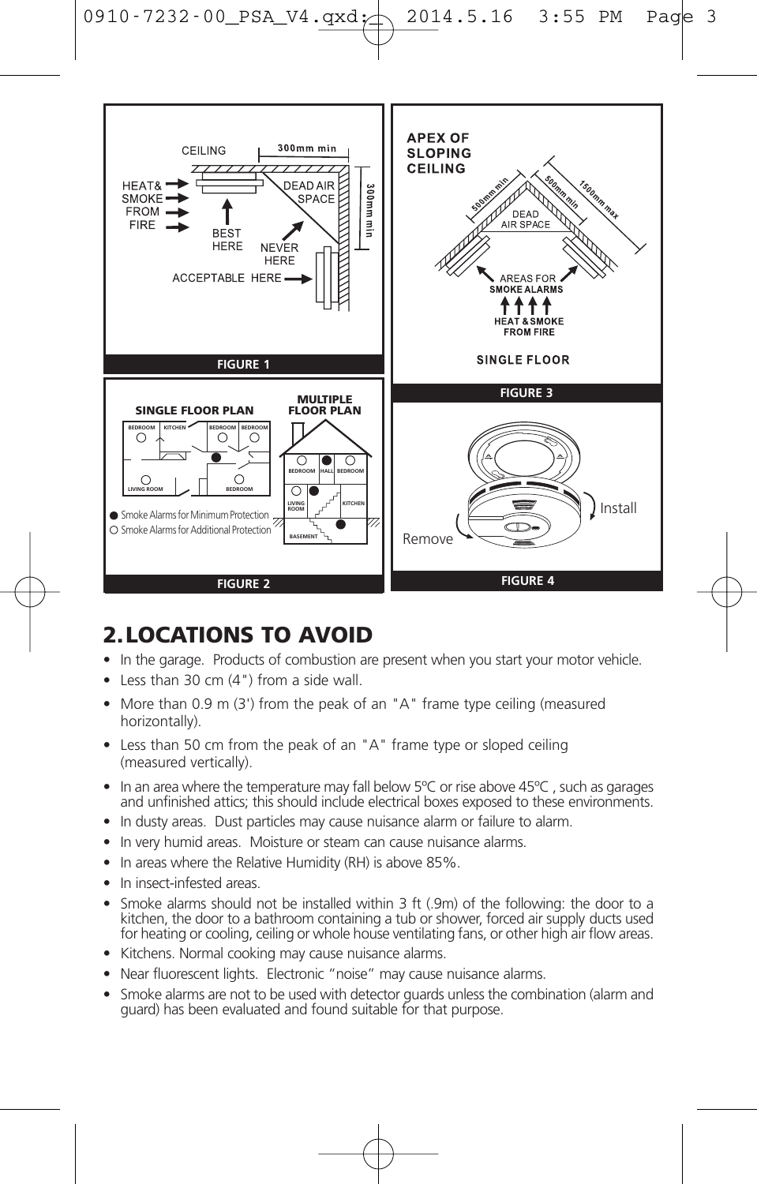FIGURE 1

FIGURE 2

FIGURE 3

FIGURE 4

## 2. LOCATIONS TO AVOID

- In the garage. Products of combustion are present when you start your motor vehicle.
- Less than 30 cm (4") from a side wall.
- More than 0.9 m (3') from the peak of an "A" frame type ceiling (measured horizontally).
- Less than 50 cm from the peak of an "A" frame type or sloped ceiling (measured vertically).
- In an area where the temperature may fall below 5ºC or rise above 45ºC , such as garages and unfinished attics; this should include electrical boxes exposed to these environments.
- In dusty areas. Dust particles may cause nuisance alarm or failure to alarm.
- In very humid areas. Moisture or steam can cause nuisance alarms.
- In areas where the Relative Humidity (RH) is above 85%.
- In insect-infested areas.
- Smoke alarms should not be installed within 3 ft (.9m) of the following: the door to a kitchen, the door to a bathroom containing a tub or shower, forced air supply ducts used for heating or cooling, ceiling or whole house ventilating fans, or other high air flow areas.
- Kitchens. Normal cooking may cause nuisance alarms.
- Near fluorescent lights. Electronic "noise" may cause nuisance alarms.
- Smoke alarms are not to be used with detector guards unless the combination (alarm and guard) has been evaluated and found suitable for that purpose.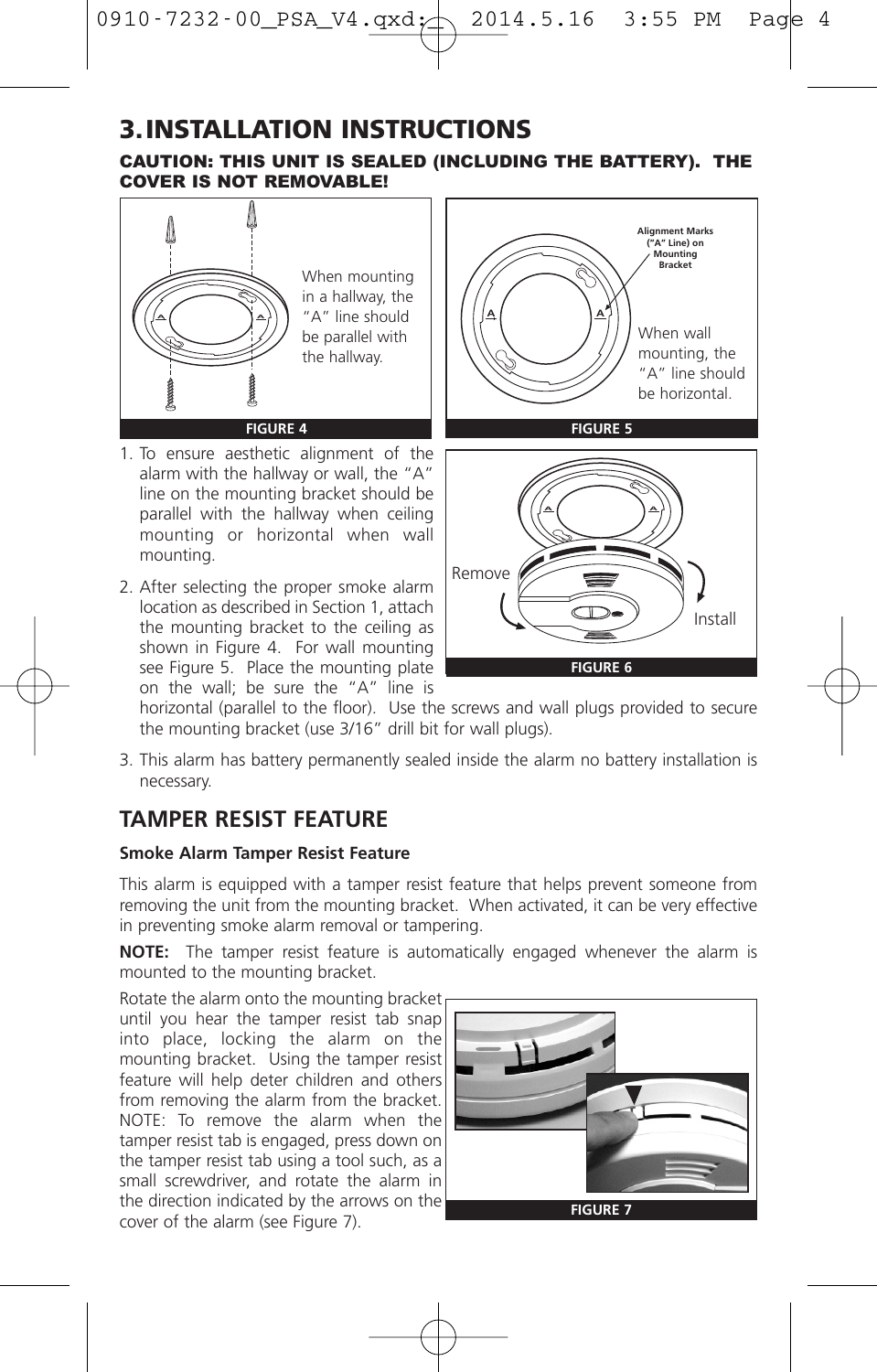# 3. INSTALLATION INSTRUCTIONS

**CAUTION: THIS UNIT IS SEALED (INCLUDING THE BATTERY). THE COVER IS NOT REMOVABLE!**

When mounting in a hallway, the "A" line should be parallel with the hallway.

FIGURE 4

Alignment Marks ("A" Line) on Mounting Bracket

When wall mounting, the "A" line should be horizontal.

FIGURE 5

Remove

Install

FIGURE 6

1. To ensure aesthetic alignment of the alarm with the hallway or wall, the "A" line on the mounting bracket should be parallel with the hallway when ceiling mounting or horizontal when wall mounting.

2. After selecting the proper smoke alarm location as described in Section 1, attach the mounting bracket to the ceiling as shown in Figure 4. For wall mounting see Figure 5. Place the mounting plate on the wall; be sure the "A" line is horizontal (parallel to the floor). Use the screws and wall plugs provided to secure the mounting bracket (use 3/16" drill bit for wall plugs).

3. This alarm has battery permanently sealed inside the alarm no battery installation is necessary.

## TAMPER RESIST FEATURE

**Smoke Alarm Tamper Resist Feature**

This alarm is equipped with a tamper resist feature that helps prevent someone from removing the unit from the mounting bracket. When activated, it can be very effective in preventing smoke alarm removal or tampering.

**NOTE:** The tamper resist feature is automatically engaged whenever the alarm is mounted to the mounting bracket.

Rotate the alarm onto the mounting bracket until you hear the tamper resist tab snap into place, locking the alarm on the mounting bracket. Using the tamper resist feature will help deter children and others from removing the alarm from the bracket. NOTE: To remove the alarm when the tamper resist tab is engaged, press down on the tamper resist tab using a tool such, as a small screwdriver, and rotate the alarm in the direction indicated by the arrows on the cover of the alarm (see Figure 7).

FIGURE 7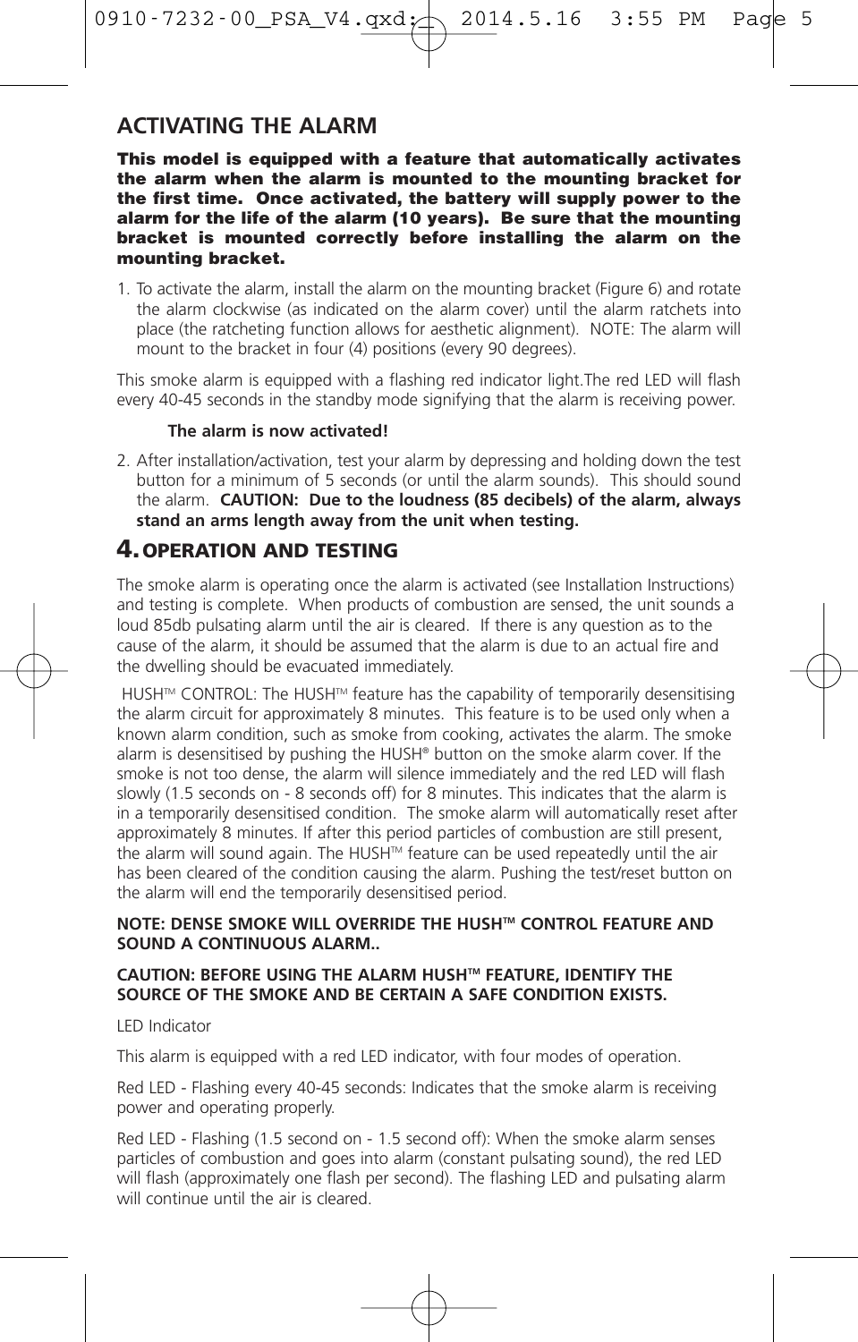## ACTIVATING THE ALARM

**This model is equipped with a feature that automatically activates the alarm when the alarm is mounted to the mounting bracket for the first time. Once activated, the battery will supply power to the alarm for the life of the alarm (10 years). Be sure that the mounting bracket is mounted correctly before installing the alarm on the mounting bracket.**

1. To activate the alarm, install the alarm on the mounting bracket (Figure 6) and rotate the alarm clockwise (as indicated on the alarm cover) until the alarm ratchets into place (the ratcheting function allows for aesthetic alignment). NOTE: The alarm will mount to the bracket in four (4) positions (every 90 degrees).

This smoke alarm is equipped with a flashing red indicator light.The red LED will flash every 40-45 seconds in the standby mode signifying that the alarm is receiving power.

**The alarm is now activated!**

2. After installation/activation, test your alarm by depressing and holding down the test button for a minimum of 5 seconds (or until the alarm sounds). This should sound the alarm. **CAUTION: Due to the loudness (85 decibels) of the alarm, always stand an arms length away from the unit when testing.**

## 4. OPERATION AND TESTING

The smoke alarm is operating once the alarm is activated (see Installation Instructions) and testing is complete. When products of combustion are sensed, the unit sounds a loud 85db pulsating alarm until the air is cleared. If there is any question as to the cause of the alarm, it should be assumed that the alarm is due to an actual fire and the dwelling should be evacuated immediately.

HUSH™ CONTROL: The HUSH™ feature has the capability of temporarily desensitising the alarm circuit for approximately 8 minutes. This feature is to be used only when a known alarm condition, such as smoke from cooking, activates the alarm. The smoke alarm is desensitised by pushing the HUSH® button on the smoke alarm cover. If the smoke is not too dense, the alarm will silence immediately and the red LED will flash slowly (1.5 seconds on - 8 seconds off) for 8 minutes. This indicates that the alarm is in a temporarily desensitised condition. The smoke alarm will automatically reset after approximately 8 minutes. If after this period particles of combustion are still present, the alarm will sound again. The HUSH™ feature can be used repeatedly until the air has been cleared of the condition causing the alarm. Pushing the test/reset button on the alarm will end the temporarily desensitised period.

**NOTE: DENSE SMOKE WILL OVERRIDE THE HUSH™ CONTROL FEATURE AND SOUND A CONTINUOUS ALARM..**

**CAUTION: BEFORE USING THE ALARM HUSH™ FEATURE, IDENTIFY THE SOURCE OF THE SMOKE AND BE CERTAIN A SAFE CONDITION EXISTS.**

LED Indicator

This alarm is equipped with a red LED indicator, with four modes of operation.

Red LED - Flashing every 40-45 seconds: Indicates that the smoke alarm is receiving power and operating properly.

Red LED - Flashing (1.5 second on - 1.5 second off): When the smoke alarm senses particles of combustion and goes into alarm (constant pulsating sound), the red LED will flash (approximately one flash per second). The flashing LED and pulsating alarm will continue until the air is cleared.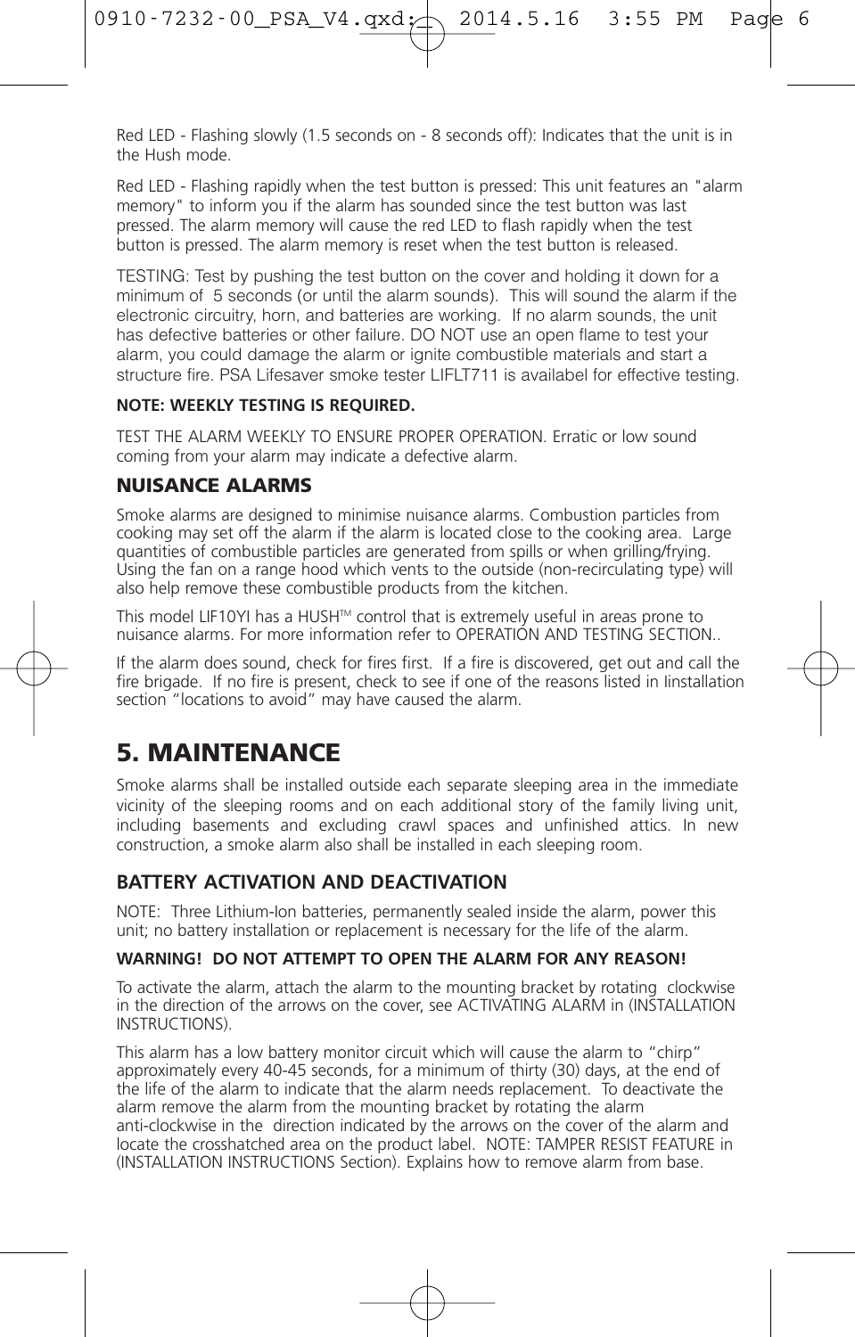Red LED - Flashing slowly (1.5 seconds on - 8 seconds off): Indicates that the unit is in the Hush mode.

Red LED - Flashing rapidly when the test button is pressed: This unit features an "alarm memory" to inform you if the alarm has sounded since the test button was last pressed. The alarm memory will cause the red LED to flash rapidly when the test button is pressed. The alarm memory is reset when the test button is released.

TESTING: Test by pushing the test button on the cover and holding it down for a minimum of 5 seconds (or until the alarm sounds). This will sound the alarm if the electronic circuitry, horn, and batteries are working. If no alarm sounds, the unit has defective batteries or other failure. DO NOT use an open flame to test your alarm, you could damage the alarm or ignite combustible materials and start a structure fire. PSA Lifesaver smoke tester LIFLT711 is availabel for effective testing.

**NOTE: WEEKLY TESTING IS REQUIRED.**

TEST THE ALARM WEEKLY TO ENSURE PROPER OPERATION. Erratic or low sound coming from your alarm may indicate a defective alarm.

### NUISANCE ALARMS

Smoke alarms are designed to minimise nuisance alarms. Combustion particles from cooking may set off the alarm if the alarm is located close to the cooking area. Large quantities of combustible particles are generated from spills or when grilling/frying. Using the fan on a range hood which vents to the outside (non-recirculating type) will also help remove these combustible products from the kitchen.

This model LIF10YI has a HUSH™ control that is extremely useful in areas prone to nuisance alarms. For more information refer to OPERATION AND TESTING SECTION..

If the alarm does sound, check for fires first. If a fire is discovered, get out and call the fire brigade. If no fire is present, check to see if one of the reasons listed in Iinstallation section “locations to avoid” may have caused the alarm.

## 5. MAINTENANCE

Smoke alarms shall be installed outside each separate sleeping area in the immediate vicinity of the sleeping rooms and on each additional story of the family living unit, including basements and excluding crawl spaces and unfinished attics. In new construction, a smoke alarm also shall be installed in each sleeping room.

### BATTERY ACTIVATION AND DEACTIVATION

NOTE: Three Lithium-Ion batteries, permanently sealed inside the alarm, power this unit; no battery installation or replacement is necessary for the life of the alarm.

**WARNING! DO NOT ATTEMPT TO OPEN THE ALARM FOR ANY REASON!**

To activate the alarm, attach the alarm to the mounting bracket by rotating clockwise in the direction of the arrows on the cover, see ACTIVATING ALARM in (INSTALLATION INSTRUCTIONS).

This alarm has a low battery monitor circuit which will cause the alarm to “chirp” approximately every 40-45 seconds, for a minimum of thirty (30) days, at the end of the life of the alarm to indicate that the alarm needs replacement. To deactivate the alarm remove the alarm from the mounting bracket by rotating the alarm anti-clockwise in the direction indicated by the arrows on the cover of the alarm and locate the crosshatched area on the product label. NOTE: TAMPER RESIST FEATURE in (INSTALLATION INSTRUCTIONS Section). Explains how to remove alarm from base.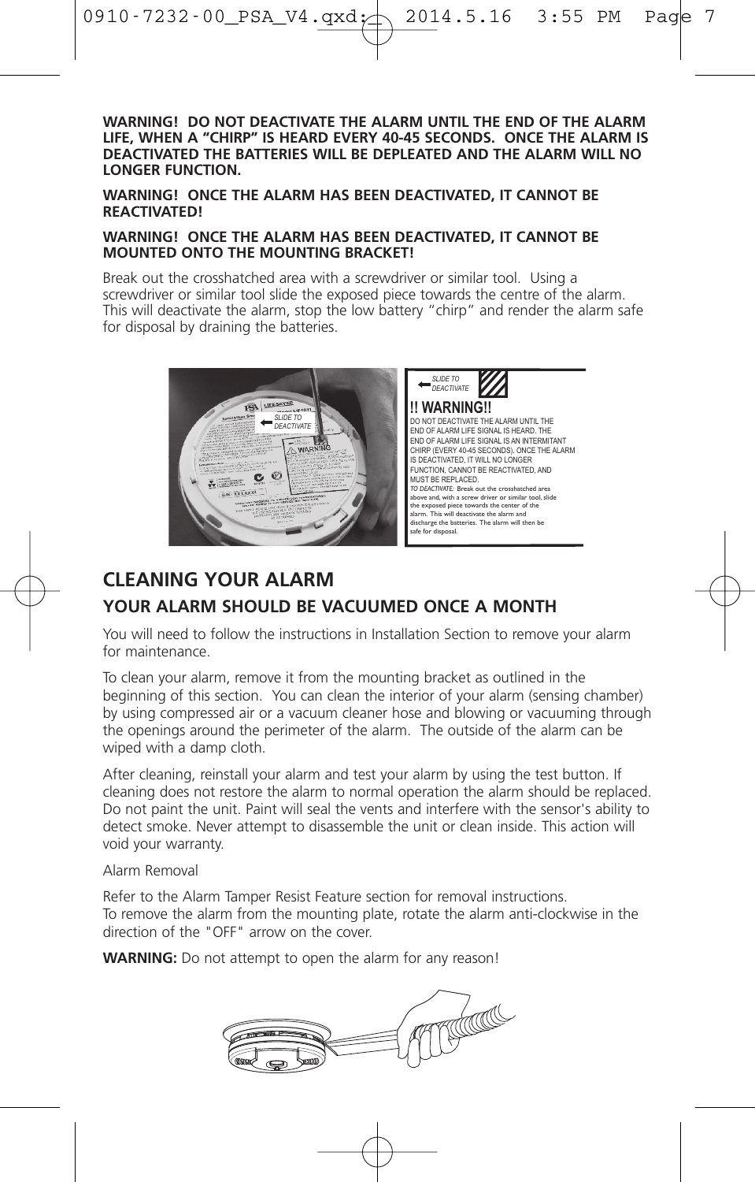**WARNING! DO NOT DEACTIVATE THE ALARM UNTIL THE END OF THE ALARM LIFE, WHEN A "CHIRP" IS HEARD EVERY 40-45 SECONDS. ONCE THE ALARM IS DEACTIVATED THE BATTERIES WILL BE DEPLEATED AND THE ALARM WILL NO LONGER FUNCTION.**

**WARNING! ONCE THE ALARM HAS BEEN DEACTIVATED, IT CANNOT BE REACTIVATED!**

**WARNING! ONCE THE ALARM HAS BEEN DEACTIVATED, IT CANNOT BE MOUNTED ONTO THE MOUNTING BRACKET!**

Break out the crosshatched area with a screwdriver or similar tool. Using a screwdriver or similar tool slide the exposed piece towards the centre of the alarm. This will deactivate the alarm, stop the low battery "chirp" and render the alarm safe for disposal by draining the batteries.

SLIDE TO DEACTIVATE

**!! WARNING!!**

DO NOT DEACTIVATE THE ALARM UNTIL THE END OF ALARM LIFE SIGNAL IS HEARD. THE END OF ALARM LIFE SIGNAL IS AN INTERMITANT CHIRP (EVERY 40-45 SECONDS). ONCE THE ALARM IS DEACTIVATED, IT WILL NO LONGER FUNCTION, CANNOT BE REACTIVATED, AND MUST BE REPLACED.

*TO DEACTIVATE:* Break out the crosshatched area above and, with a screw driver or similar tool, slide the exposed piece towards the center of the alarm. This will deactivate the alarm and discharge the batteries. The alarm will then be safe for disposal.

## CLEANING YOUR ALARM

### YOUR ALARM SHOULD BE VACUUMED ONCE A MONTH

You will need to follow the instructions in Installation Section to remove your alarm for maintenance.

To clean your alarm, remove it from the mounting bracket as outlined in the beginning of this section. You can clean the interior of your alarm (sensing chamber) by using compressed air or a vacuum cleaner hose and blowing or vacuuming through the openings around the perimeter of the alarm. The outside of the alarm can be wiped with a damp cloth.

After cleaning, reinstall your alarm and test your alarm by using the test button. If cleaning does not restore the alarm to normal operation the alarm should be replaced. Do not paint the unit. Paint will seal the vents and interfere with the sensor's ability to detect smoke. Never attempt to disassemble the unit or clean inside. This action will void your warranty.

Alarm Removal

Refer to the Alarm Tamper Resist Feature section for removal instructions.
To remove the alarm from the mounting plate, rotate the alarm anti-clockwise in the direction of the "OFF" arrow on the cover.

**WARNING:** Do not attempt to open the alarm for any reason!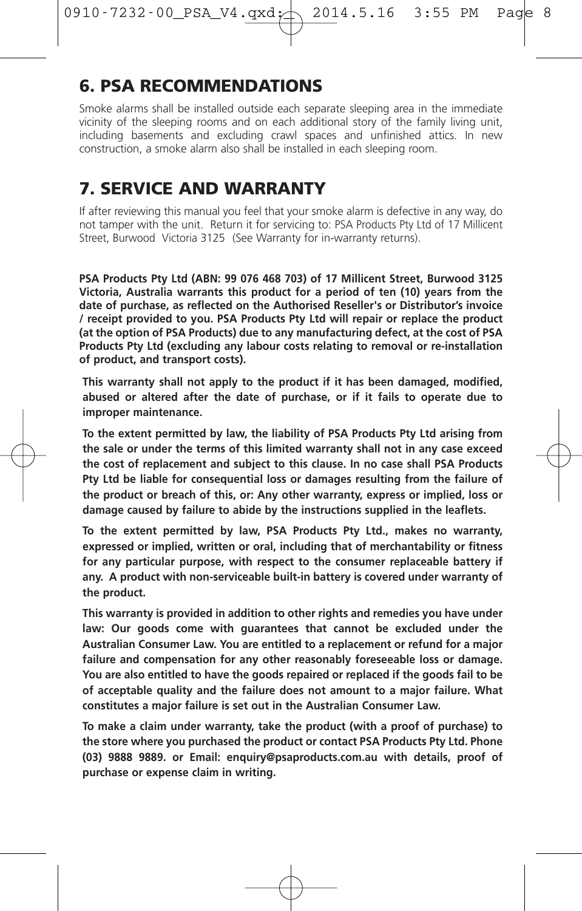## 6. PSA RECOMMENDATIONS

Smoke alarms shall be installed outside each separate sleeping area in the immediate vicinity of the sleeping rooms and on each additional story of the family living unit, including basements and excluding crawl spaces and unfinished attics. In new construction, a smoke alarm also shall be installed in each sleeping room.

## 7. SERVICE AND WARRANTY

If after reviewing this manual you feel that your smoke alarm is defective in any way, do not tamper with the unit. Return it for servicing to: PSA Products Pty Ltd of 17 Millicent Street, Burwood Victoria 3125 (See Warranty for in-warranty returns).

**PSA Products Pty Ltd (ABN: 99 076 468 703) of 17 Millicent Street, Burwood 3125 Victoria, Australia warrants this product for a period of ten (10) years from the date of purchase, as reflected on the Authorised Reseller's or Distributor's invoice / receipt provided to you. PSA Products Pty Ltd will repair or replace the product (at the option of PSA Products) due to any manufacturing defect, at the cost of PSA Products Pty Ltd (excluding any labour costs relating to removal or re-installation of product, and transport costs).**

**This warranty shall not apply to the product if it has been damaged, modified, abused or altered after the date of purchase, or if it fails to operate due to improper maintenance.**

**To the extent permitted by law, the liability of PSA Products Pty Ltd arising from the sale or under the terms of this limited warranty shall not in any case exceed the cost of replacement and subject to this clause. In no case shall PSA Products Pty Ltd be liable for consequential loss or damages resulting from the failure of the product or breach of this, or: Any other warranty, express or implied, loss or damage caused by failure to abide by the instructions supplied in the leaflets.**

**To the extent permitted by law, PSA Products Pty Ltd., makes no warranty, expressed or implied, written or oral, including that of merchantability or fitness for any particular purpose, with respect to the consumer replaceable battery if any. A product with non-serviceable built-in battery is covered under warranty of the product.**

**This warranty is provided in addition to other rights and remedies you have under law: Our goods come with guarantees that cannot be excluded under the Australian Consumer Law. You are entitled to a replacement or refund for a major failure and compensation for any other reasonably foreseeable loss or damage. You are also entitled to have the goods repaired or replaced if the goods fail to be of acceptable quality and the failure does not amount to a major failure. What constitutes a major failure is set out in the Australian Consumer Law.**

**To make a claim under warranty, take the product (with a proof of purchase) to the store where you purchased the product or contact PSA Products Pty Ltd. Phone (03) 9888 9889. or Email: enquiry@psaproducts.com.au with details, proof of purchase or expense claim in writing.**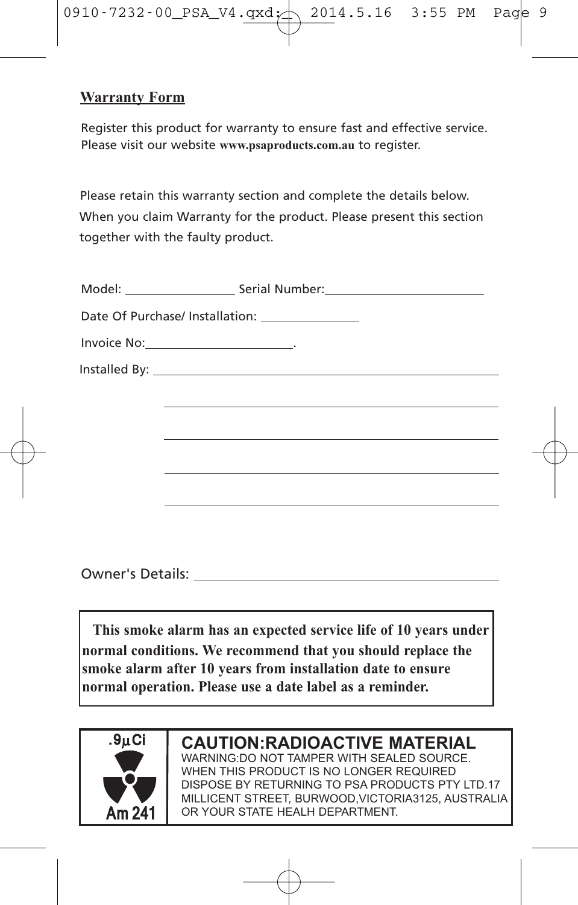## Warranty Form

Register this product for warranty to ensure fast and effective service.
Please visit our website **www.psaproducts.com.au** to register.

Please retain this warranty section and complete the details below.
When you claim Warranty for the product. Please present this section together with the faulty product.

Model: ________________ Serial Number: ________________________

Date Of Purchase/ Installation: _______________

Invoice No: ______________________.

Installed By: ____________________________________________________

____________________________________________________

____________________________________________________

____________________________________________________

____________________________________________________

Owner's Details: ____________________________________________

**This smoke alarm has an expected service life of 10 years under normal conditions. We recommend that you should replace the smoke alarm after 10 years from installation date to ensure normal operation. Please use a date label as a reminder.**

.9µCi

Am 241

**CAUTION:RADIOACTIVE MATERIAL**

WARNING:DO NOT TAMPER WITH SEALED SOURCE.
WHEN THIS PRODUCT IS NO LONGER REQUIRED DISPOSE BY RETURNING TO PSA PRODUCTS PTY LTD.17 MILLICENT STREET, BURWOOD,VICTORIA3125, AUSTRALIA OR YOUR STATE HEALH DEPARTMENT.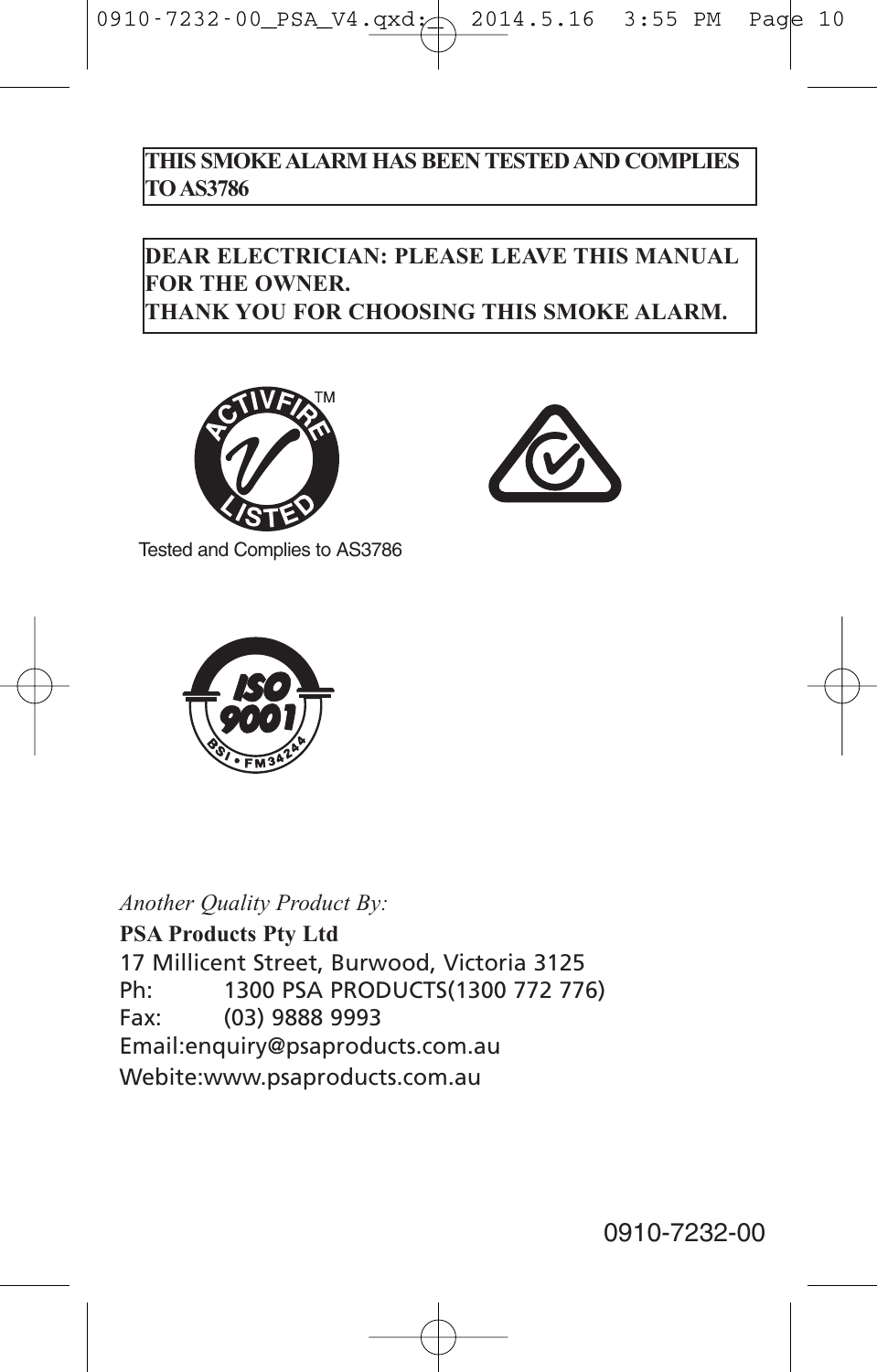**THIS SMOKE ALARM HAS BEEN TESTED AND COMPLIES TO AS3786**

**DEAR ELECTRICIAN: PLEASE LEAVE THIS MANUAL FOR THE OWNER.**
**THANK YOU FOR CHOOSING THIS SMOKE ALARM.**

Tested and Complies to AS3786

*Another Quality Product By:*

**PSA Products Pty Ltd**
17 Millicent Street, Burwood, Victoria 3125
Ph: 1300 PSA PRODUCTS(1300 772 776)
Fax: (03) 9888 9993
Email:enquiry@psaproducts.com.au
Webite:www.psaproducts.com.au

0910-7232-00